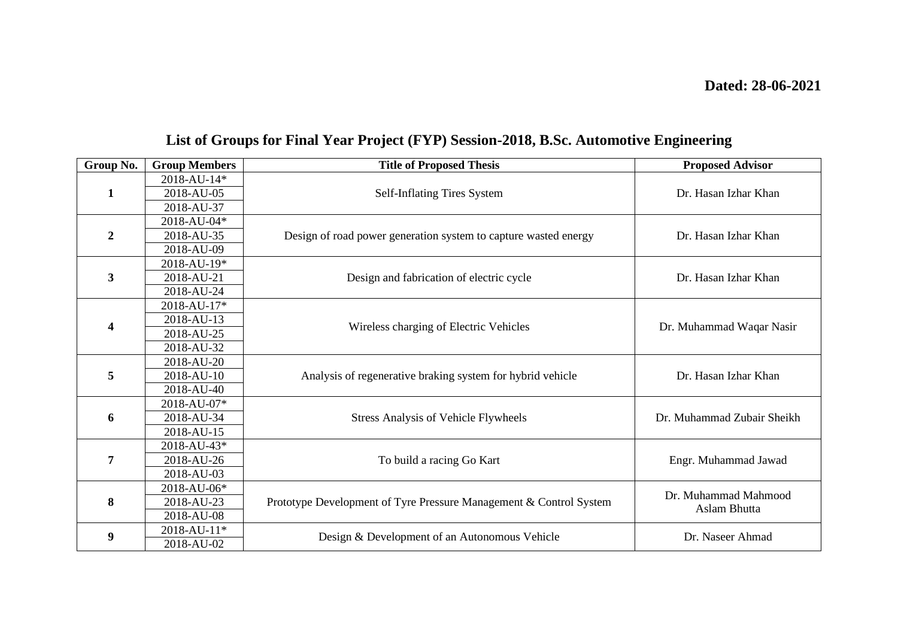**Dated: 28-06-2021**

## List of Groups for Final Year Project (FYP) Session-2018, B.Sc. Automotive Engineering

| Group No. | Group Members | Title of Proposed Thesis | Proposed Advisor |
|---|---|---|---|
| 1 | 2018-AU-14* | Self-Inflating Tires System | Dr. Hasan Izhar Khan |
| | 2018-AU-05 | | |
| | 2018-AU-37 | | |
| 2 | 2018-AU-04* | Design of road power generation system to capture wasted energy | Dr. Hasan Izhar Khan |
| | 2018-AU-35 | | |
| | 2018-AU-09 | | |
| 3 | 2018-AU-19* | Design and fabrication of electric cycle | Dr. Hasan Izhar Khan |
| | 2018-AU-21 | | |
| | 2018-AU-24 | | |
| 4 | 2018-AU-17* | Wireless charging of Electric Vehicles | Dr. Muhammad Waqar Nasir |
| | 2018-AU-13 | | |
| | 2018-AU-25 | | |
| | 2018-AU-32 | | |
| 5 | 2018-AU-20 | Analysis of regenerative braking system for hybrid vehicle | Dr. Hasan Izhar Khan |
| | 2018-AU-10 | | |
| | 2018-AU-40 | | |
| 6 | 2018-AU-07* | Stress Analysis of Vehicle Flywheels | Dr. Muhammad Zubair Sheikh |
| | 2018-AU-34 | | |
| | 2018-AU-15 | | |
| 7 | 2018-AU-43* | To build a racing Go Kart | Engr. Muhammad Jawad |
| | 2018-AU-26 | | |
| | 2018-AU-03 | | |
| 8 | 2018-AU-06* | Prototype Development of Tyre Pressure Management & Control System | Dr. Muhammad Mahmood Aslam Bhutta |
| | 2018-AU-23 | | |
| | 2018-AU-08 | | |
| 9 | 2018-AU-11* | Design & Development of an Autonomous Vehicle | Dr. Naseer Ahmad |
| | 2018-AU-02 | | |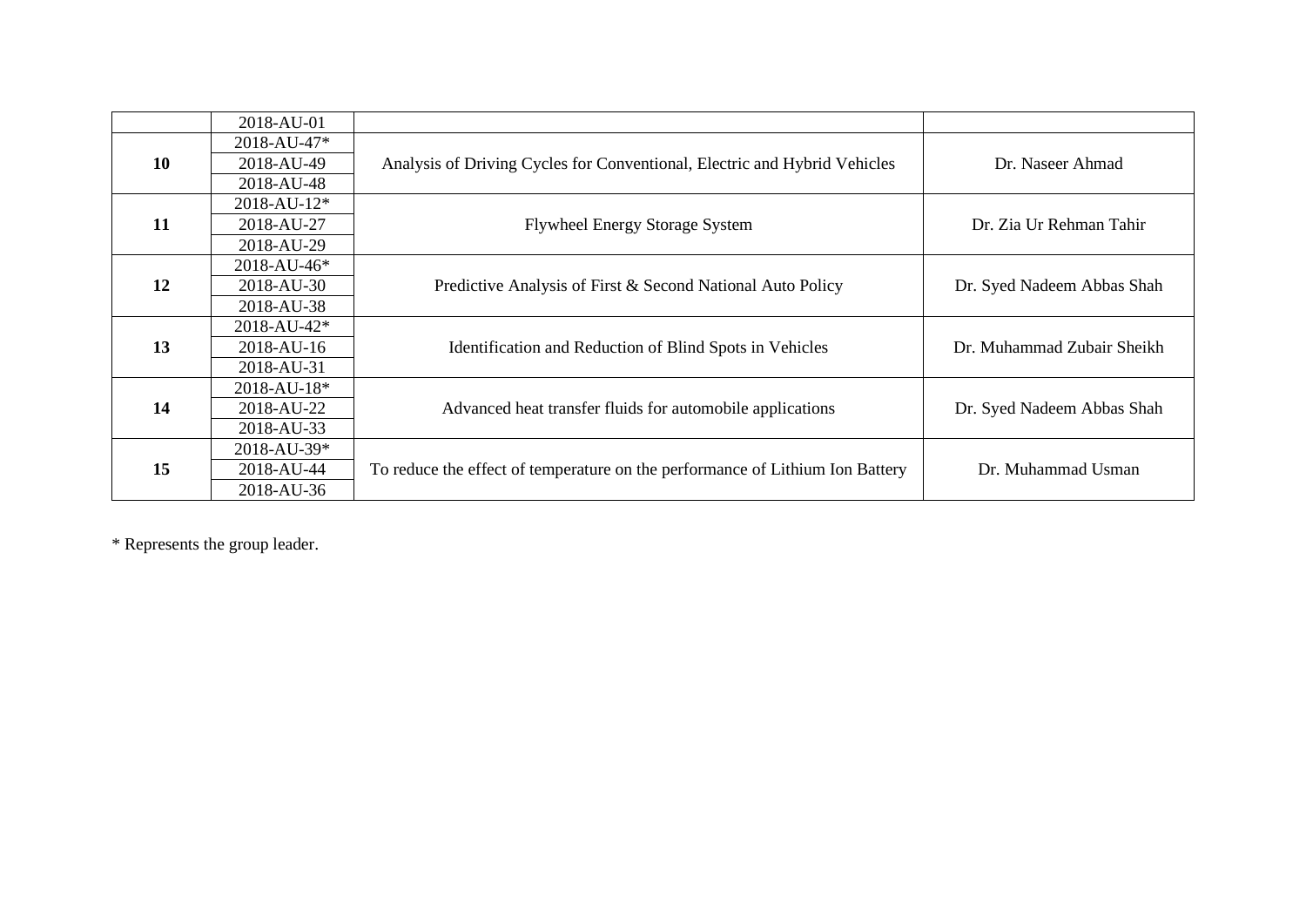| | | | |
|---|---|---|---|
| | 2018-AU-01 | | |
| **10** | 2018-AU-47* | Analysis of Driving Cycles for Conventional, Electric and Hybrid Vehicles | Dr. Naseer Ahmad |
| | 2018-AU-49 | | |
| | 2018-AU-48 | | |
| **11** | 2018-AU-12* | Flywheel Energy Storage System | Dr. Zia Ur Rehman Tahir |
| | 2018-AU-27 | | |
| | 2018-AU-29 | | |
| **12** | 2018-AU-46* | Predictive Analysis of First & Second National Auto Policy | Dr. Syed Nadeem Abbas Shah |
| | 2018-AU-30 | | |
| | 2018-AU-38 | | |
| **13** | 2018-AU-42* | Identification and Reduction of Blind Spots in Vehicles | Dr. Muhammad Zubair Sheikh |
| | 2018-AU-16 | | |
| | 2018-AU-31 | | |
| **14** | 2018-AU-18* | Advanced heat transfer fluids for automobile applications | Dr. Syed Nadeem Abbas Shah |
| | 2018-AU-22 | | |
| | 2018-AU-33 | | |
| **15** | 2018-AU-39* | To reduce the effect of temperature on the performance of Lithium Ion Battery | Dr. Muhammad Usman |
| | 2018-AU-44 | | |
| | 2018-AU-36 | | |

* Represents the group leader.